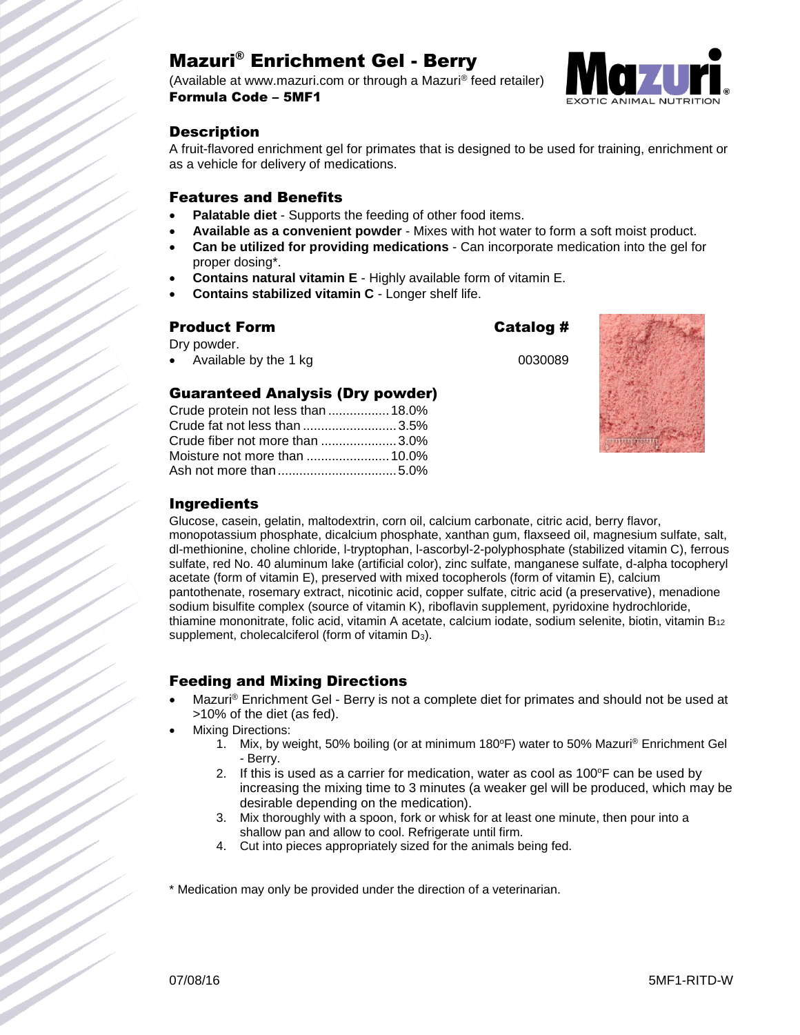# Mazuri® Enrichment Gel - Berry

(Available at www.mazuri.com or through a Mazuri® feed retailer)
**Formula Code – 5MF1**

## Description

A fruit-flavored enrichment gel for primates that is designed to be used for training, enrichment or as a vehicle for delivery of medications.

## Features and Benefits

- **Palatable diet** - Supports the feeding of other food items.
- **Available as a convenient powder** - Mixes with hot water to form a soft moist product.
- **Can be utilized for providing medications** - Can incorporate medication into the gel for proper dosing*.
- **Contains natural vitamin E** - Highly available form of vitamin E.
- **Contains stabilized vitamin C** - Longer shelf life.

## Product Form

| Product Form | Catalog # |
|---|---|
| Dry powder. | |
| • Available by the 1 kg | 0030089 |

## Guaranteed Analysis (Dry powder)

| | |
|---|---|
| Crude protein not less than | 18.0% |
| Crude fat not less than | 3.5% |
| Crude fiber not more than | 3.0% |
| Moisture not more than | 10.0% |
| Ash not more than | 5.0% |

## Ingredients

Glucose, casein, gelatin, maltodextrin, corn oil, calcium carbonate, citric acid, berry flavor, monopotassium phosphate, dicalcium phosphate, xanthan gum, flaxseed oil, magnesium sulfate, salt, dl-methionine, choline chloride, l-tryptophan, l-ascorbyl-2-polyphosphate (stabilized vitamin C), ferrous sulfate, red No. 40 aluminum lake (artificial color), zinc sulfate, manganese sulfate, d-alpha tocopheryl acetate (form of vitamin E), preserved with mixed tocopherols (form of vitamin E), calcium pantothenate, rosemary extract, nicotinic acid, copper sulfate, citric acid (a preservative), menadione sodium bisulfite complex (source of vitamin K), riboflavin supplement, pyridoxine hydrochloride, thiamine mononitrate, folic acid, vitamin A acetate, calcium iodate, sodium selenite, biotin, vitamin $B_{12}$ supplement, cholecalciferol (form of vitamin $D_3$).

## Feeding and Mixing Directions

- Mazuri® Enrichment Gel - Berry is not a complete diet for primates and should not be used at >10% of the diet (as fed).
- Mixing Directions:
  1. Mix, by weight, 50% boiling (or at minimum 180ºF) water to 50% Mazuri® Enrichment Gel - Berry.
  2. If this is used as a carrier for medication, water as cool as 100ºF can be used by increasing the mixing time to 3 minutes (a weaker gel will be produced, which may be desirable depending on the medication).
  3. Mix thoroughly with a spoon, fork or whisk for at least one minute, then pour into a shallow pan and allow to cool. Refrigerate until firm.
  4. Cut into pieces appropriately sized for the animals being fed.

\* Medication may only be provided under the direction of a veterinarian.

07/08/16 5MF1-RITD-W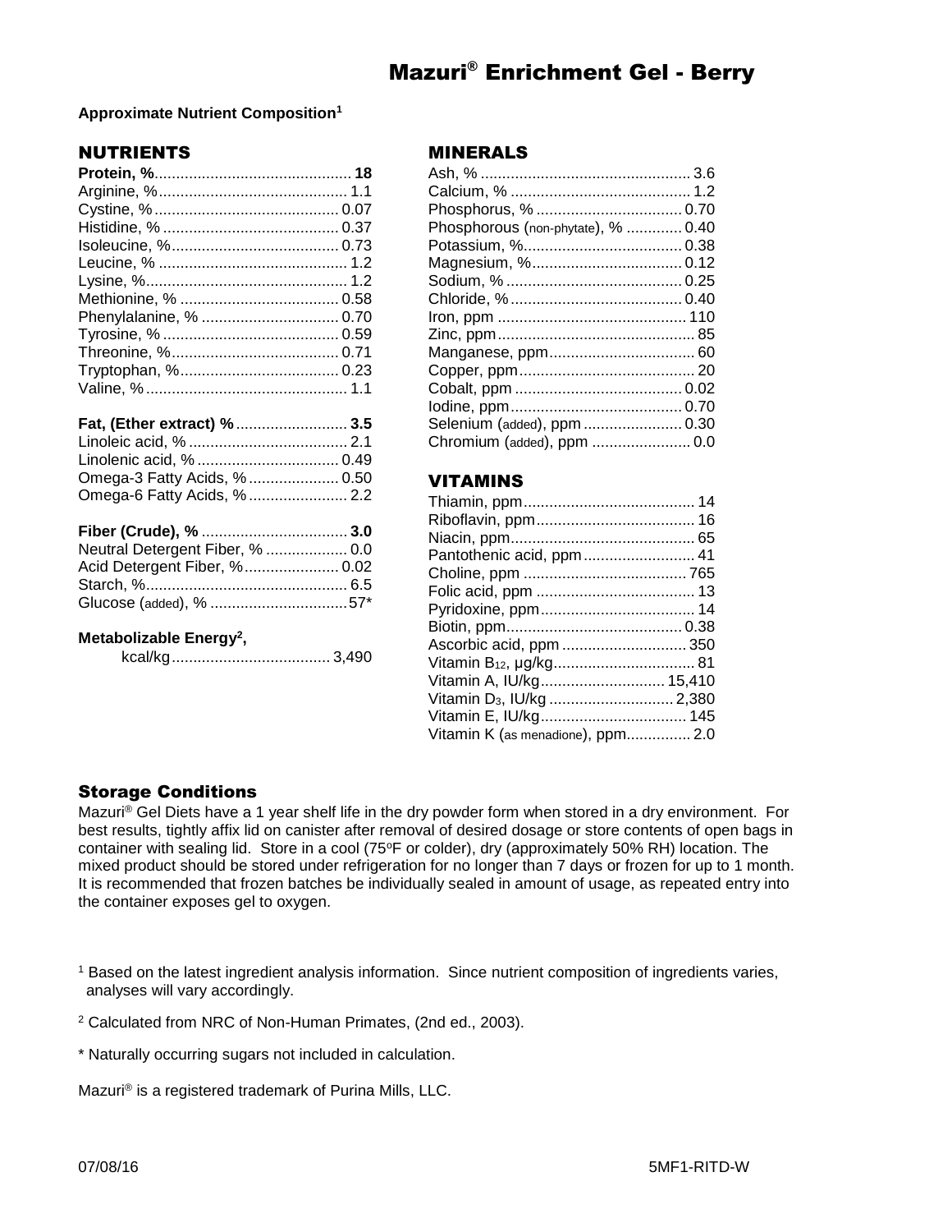# Mazuri® Enrichment Gel - Berry

**Approximate Nutrient Composition[1]**

## NUTRIENTS

| | |
|---|---|
| **Protein, %** | **18** |
| Arginine, % | 1.1 |
| Cystine, % | 0.07 |
| Histidine, % | 0.37 |
| Isoleucine, % | 0.73 |
| Leucine, % | 1.2 |
| Lysine, % | 1.2 |
| Methionine, % | 0.58 |
| Phenylalanine, % | 0.70 |
| Tyrosine, % | 0.59 |
| Threonine, % | 0.71 |
| Tryptophan, % | 0.23 |
| Valine, % | 1.1 |

| | |
|---|---|
| **Fat, (Ether extract) %** | **3.5** |
| Linoleic acid, % | 2.1 |
| Linolenic acid, % | 0.49 |
| Omega-3 Fatty Acids, % | 0.50 |
| Omega-6 Fatty Acids, % | 2.2 |

| | |
|---|---|
| **Fiber (Crude), %** | **3.0** |
| Neutral Detergent Fiber, % | 0.0 |
| Acid Detergent Fiber, % | 0.02 |
| Starch, % | 6.5 |
| Glucose (added), % | 57* |

**Metabolizable Energy[2],**

| | |
|---|---|
| kcal/kg | 3,490 |

## MINERALS

| | |
|---|---|
| Ash, % | 3.6 |
| Calcium, % | 1.2 |
| Phosphorus, % | 0.70 |
| Phosphorous (non-phytate), % | 0.40 |
| Potassium, % | 0.38 |
| Magnesium, % | 0.12 |
| Sodium, % | 0.25 |
| Chloride, % | 0.40 |
| Iron, ppm | 110 |
| Zinc, ppm | 85 |
| Manganese, ppm | 60 |
| Copper, ppm | 20 |
| Cobalt, ppm | 0.02 |
| Iodine, ppm | 0.70 |
| Selenium (added), ppm | 0.30 |
| Chromium (added), ppm | 0.0 |

## VITAMINS

| | |
|---|---|
| Thiamin, ppm | 14 |
| Riboflavin, ppm | 16 |
| Niacin, ppm | 65 |
| Pantothenic acid, ppm | 41 |
| Choline, ppm | 765 |
| Folic acid, ppm | 13 |
| Pyridoxine, ppm | 14 |
| Biotin, ppm | 0.38 |
| Ascorbic acid, ppm | 350 |
| Vitamin $B_{12}$, µg/kg | 81 |
| Vitamin A, IU/kg | 15,410 |
| Vitamin $D_3$, IU/kg | 2,380 |
| Vitamin E, IU/kg | 145 |
| Vitamin K (as menadione), ppm | 2.0 |

## Storage Conditions

Mazuri® Gel Diets have a 1 year shelf life in the dry powder form when stored in a dry environment. For best results, tightly affix lid on canister after removal of desired dosage or store contents of open bags in container with sealing lid. Store in a cool (75°F or colder), dry (approximately 50% RH) location. The mixed product should be stored under refrigeration for no longer than 7 days or frozen for up to 1 month. It is recommended that frozen batches be individually sealed in amount of usage, as repeated entry into the container exposes gel to oxygen.

[1] Based on the latest ingredient analysis information. Since nutrient composition of ingredients varies, analyses will vary accordingly.

[2] Calculated from NRC of Non-Human Primates, (2nd ed., 2003).

\* Naturally occurring sugars not included in calculation.

Mazuri® is a registered trademark of Purina Mills, LLC.

07/08/16 5MF1-RITD-W